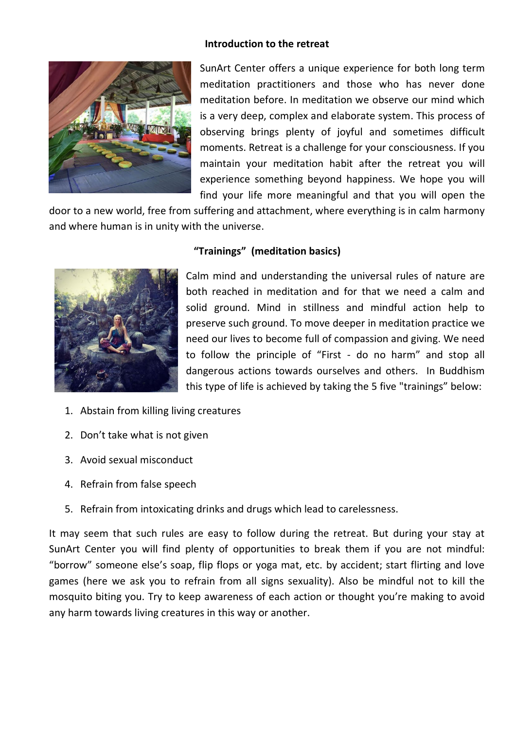## Introduction to the retreat

SunArt Center offers a unique experience for both long term meditation practitioners and those who has never done meditation before. In meditation we observe our mind which is a very deep, complex and elaborate system. This process of observing brings plenty of joyful and sometimes difficult moments. Retreat is a challenge for your consciousness. If you maintain your meditation habit after the retreat you will experience something beyond happiness. We hope you will find your life more meaningful and that you will open the door to a new world, free from suffering and attachment, where everything is in calm harmony and where human is in unity with the universe.

## "Trainings" (meditation basics)

Calm mind and understanding the universal rules of nature are both reached in meditation and for that we need a calm and solid ground. Mind in stillness and mindful action help to preserve such ground. To move deeper in meditation practice we need our lives to become full of compassion and giving. We need to follow the principle of "First - do no harm" and stop all dangerous actions towards ourselves and others. In Buddhism this type of life is achieved by taking the 5 five "trainings" below:

1. Abstain from killing living creatures
2. Don't take what is not given
3. Avoid sexual misconduct
4. Refrain from false speech
5. Refrain from intoxicating drinks and drugs which lead to carelessness.

It may seem that such rules are easy to follow during the retreat. But during your stay at SunArt Center you will find plenty of opportunities to break them if you are not mindful: "borrow" someone else's soap, flip flops or yoga mat, etc. by accident; start flirting and love games (here we ask you to refrain from all signs sexuality). Also be mindful not to kill the mosquito biting you. Try to keep awareness of each action or thought you're making to avoid any harm towards living creatures in this way or another.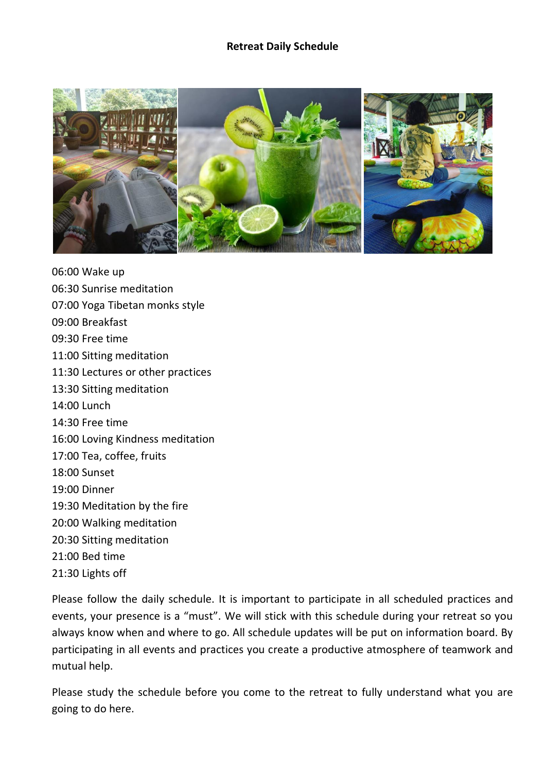# Retreat Daily Schedule

06:00 Wake up
06:30 Sunrise meditation
07:00 Yoga Tibetan monks style
09:00 Breakfast
09:30 Free time
11:00 Sitting meditation
11:30 Lectures or other practices
13:30 Sitting meditation
14:00 Lunch
14:30 Free time
16:00 Loving Kindness meditation
17:00 Tea, coffee, fruits
18:00 Sunset
19:00 Dinner
19:30 Meditation by the fire
20:00 Walking meditation
20:30 Sitting meditation
21:00 Bed time
21:30 Lights off

Please follow the daily schedule. It is important to participate in all scheduled practices and events, your presence is a "must". We will stick with this schedule during your retreat so you always know when and where to go. All schedule updates will be put on information board. By participating in all events and practices you create a productive atmosphere of teamwork and mutual help.

Please study the schedule before you come to the retreat to fully understand what you are going to do here.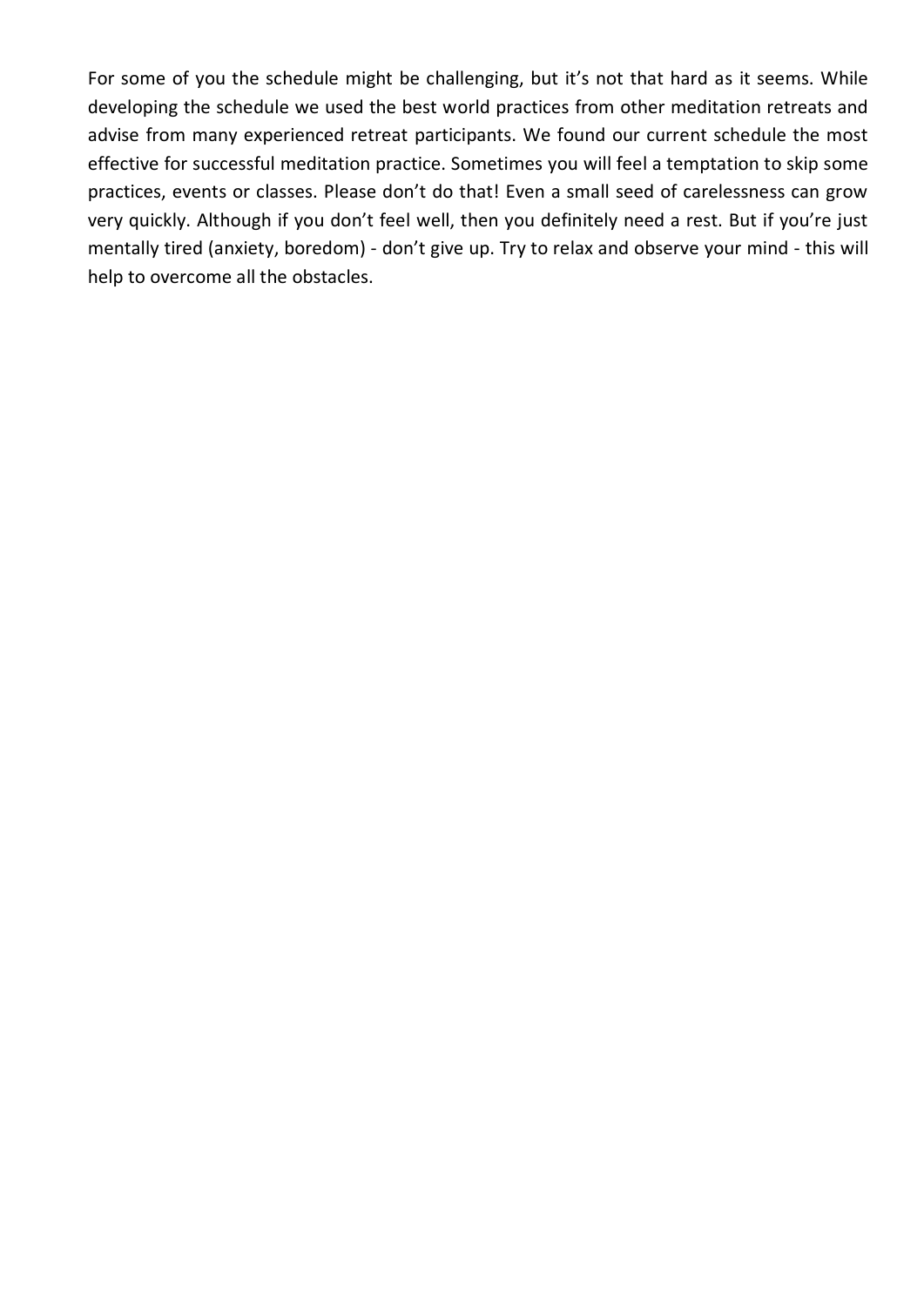For some of you the schedule might be challenging, but it's not that hard as it seems. While developing the schedule we used the best world practices from other meditation retreats and advise from many experienced retreat participants. We found our current schedule the most effective for successful meditation practice. Sometimes you will feel a temptation to skip some practices, events or classes. Please don't do that! Even a small seed of carelessness can grow very quickly. Although if you don't feel well, then you definitely need a rest. But if you're just mentally tired (anxiety, boredom) - don't give up. Try to relax and observe your mind - this will help to overcome all the obstacles.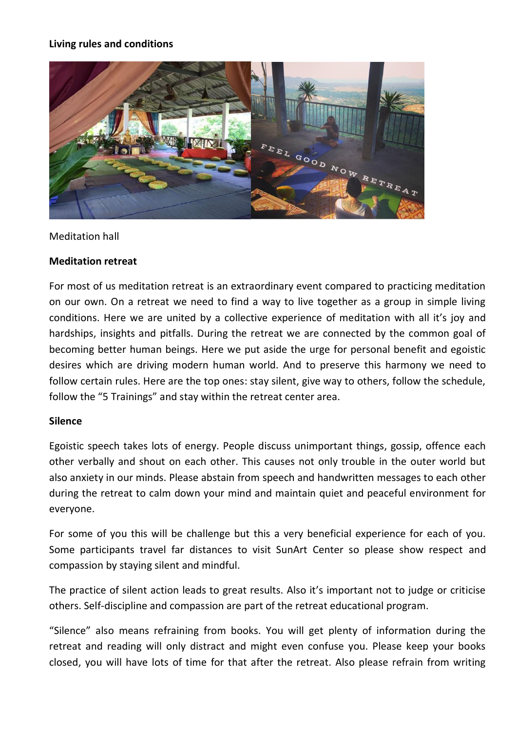**Living rules and conditions**

Meditation hall

**Meditation retreat**

For most of us meditation retreat is an extraordinary event compared to practicing meditation on our own. On a retreat we need to find a way to live together as a group in simple living conditions. Here we are united by a collective experience of meditation with all it's joy and hardships, insights and pitfalls. During the retreat we are connected by the common goal of becoming better human beings. Here we put aside the urge for personal benefit and egoistic desires which are driving modern human world. And to preserve this harmony we need to follow certain rules. Here are the top ones: stay silent, give way to others, follow the schedule, follow the "5 Trainings" and stay within the retreat center area.

**Silence**

Egoistic speech takes lots of energy. People discuss unimportant things, gossip, offence each other verbally and shout on each other. This causes not only trouble in the outer world but also anxiety in our minds. Please abstain from speech and handwritten messages to each other during the retreat to calm down your mind and maintain quiet and peaceful environment for everyone.

For some of you this will be challenge but this a very beneficial experience for each of you. Some participants travel far distances to visit SunArt Center so please show respect and compassion by staying silent and mindful.

The practice of silent action leads to great results. Also it's important not to judge or criticise others. Self-discipline and compassion are part of the retreat educational program.

"Silence" also means refraining from books. You will get plenty of information during the retreat and reading will only distract and might even confuse you. Please keep your books closed, you will have lots of time for that after the retreat. Also please refrain from writing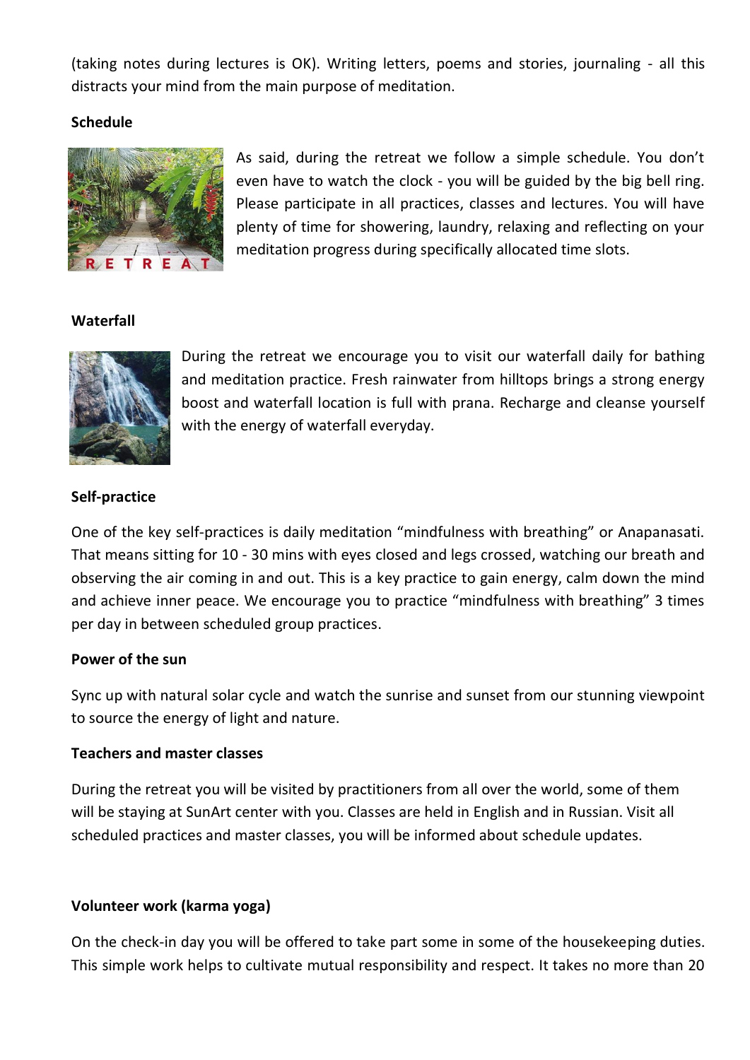(taking notes during lectures is OK). Writing letters, poems and stories, journaling - all this distracts your mind from the main purpose of meditation.

**Schedule**

As said, during the retreat we follow a simple schedule. You don't even have to watch the clock - you will be guided by the big bell ring. Please participate in all practices, classes and lectures. You will have plenty of time for showering, laundry, relaxing and reflecting on your meditation progress during specifically allocated time slots.

**Waterfall**

During the retreat we encourage you to visit our waterfall daily for bathing and meditation practice. Fresh rainwater from hilltops brings a strong energy boost and waterfall location is full with prana. Recharge and cleanse yourself with the energy of waterfall everyday.

**Self-practice**

One of the key self-practices is daily meditation "mindfulness with breathing" or Anapanasati. That means sitting for 10 - 30 mins with eyes closed and legs crossed, watching our breath and observing the air coming in and out. This is a key practice to gain energy, calm down the mind and achieve inner peace. We encourage you to practice "mindfulness with breathing" 3 times per day in between scheduled group practices.

**Power of the sun**

Sync up with natural solar cycle and watch the sunrise and sunset from our stunning viewpoint to source the energy of light and nature.

**Teachers and master classes**

During the retreat you will be visited by practitioners from all over the world, some of them will be staying at SunArt center with you. Classes are held in English and in Russian. Visit all scheduled practices and master classes, you will be informed about schedule updates.

**Volunteer work (karma yoga)**

On the check-in day you will be offered to take part some in some of the housekeeping duties. This simple work helps to cultivate mutual responsibility and respect. It takes no more than 20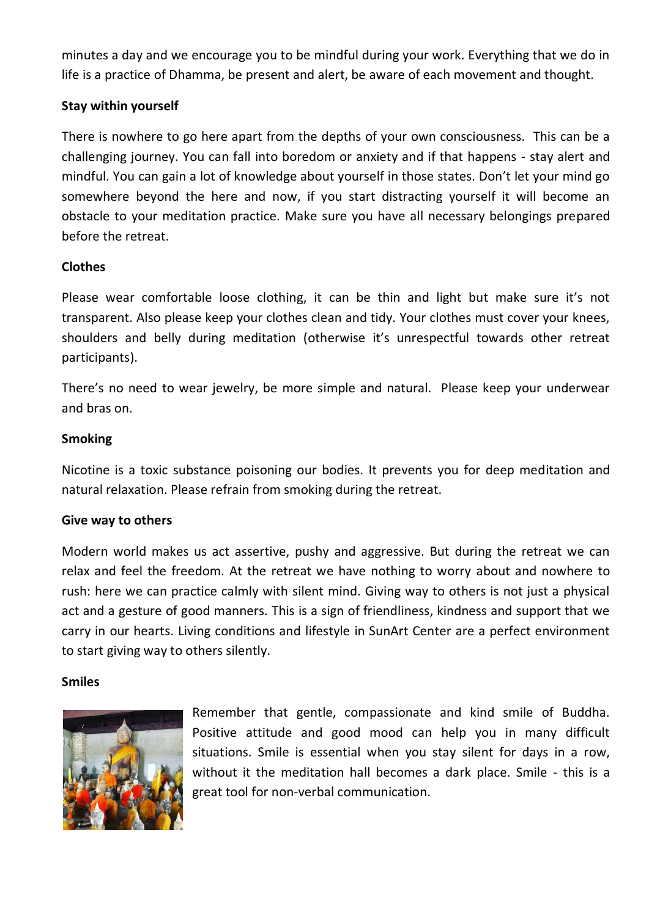minutes a day and we encourage you to be mindful during your work. Everything that we do in life is a practice of Dhamma, be present and alert, be aware of each movement and thought.

**Stay within yourself**

There is nowhere to go here apart from the depths of your own consciousness. This can be a challenging journey. You can fall into boredom or anxiety and if that happens - stay alert and mindful. You can gain a lot of knowledge about yourself in those states. Don't let your mind go somewhere beyond the here and now, if you start distracting yourself it will become an obstacle to your meditation practice. Make sure you have all necessary belongings prepared before the retreat.

**Clothes**

Please wear comfortable loose clothing, it can be thin and light but make sure it's not transparent. Also please keep your clothes clean and tidy. Your clothes must cover your knees, shoulders and belly during meditation (otherwise it's unrespectful towards other retreat participants).

There's no need to wear jewelry, be more simple and natural. Please keep your underwear and bras on.

**Smoking**

Nicotine is a toxic substance poisoning our bodies. It prevents you for deep meditation and natural relaxation. Please refrain from smoking during the retreat.

**Give way to others**

Modern world makes us act assertive, pushy and aggressive. But during the retreat we can relax and feel the freedom. At the retreat we have nothing to worry about and nowhere to rush: here we can practice calmly with silent mind. Giving way to others is not just a physical act and a gesture of good manners. This is a sign of friendliness, kindness and support that we carry in our hearts. Living conditions and lifestyle in SunArt Center are a perfect environment to start giving way to others silently.

**Smiles**

Remember that gentle, compassionate and kind smile of Buddha. Positive attitude and good mood can help you in many difficult situations. Smile is essential when you stay silent for days in a row, without it the meditation hall becomes a dark place. Smile - this is a great tool for non-verbal communication.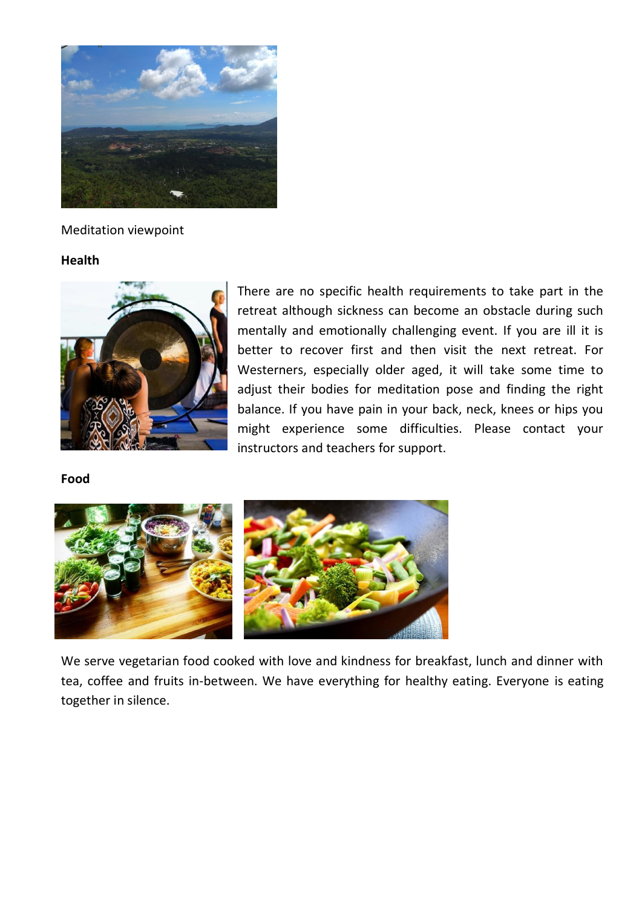Meditation viewpoint

**Health**

There are no specific health requirements to take part in the retreat although sickness can become an obstacle during such mentally and emotionally challenging event. If you are ill it is better to recover first and then visit the next retreat. For Westerners, especially older aged, it will take some time to adjust their bodies for meditation pose and finding the right balance. If you have pain in your back, neck, knees or hips you might experience some difficulties. Please contact your instructors and teachers for support.

**Food**

We serve vegetarian food cooked with love and kindness for breakfast, lunch and dinner with tea, coffee and fruits in-between. We have everything for healthy eating. Everyone is eating together in silence.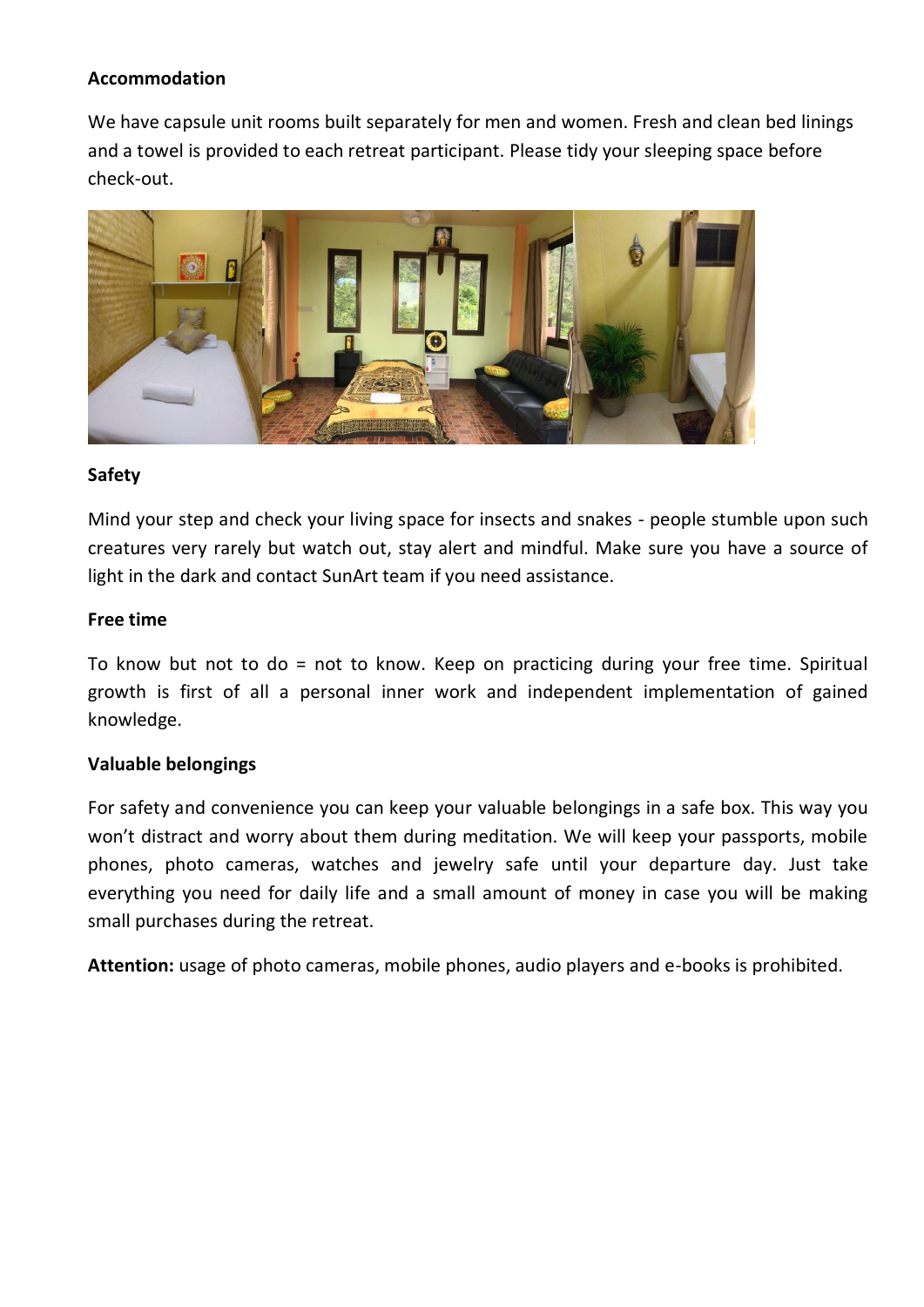**Accommodation**

We have capsule unit rooms built separately for men and women. Fresh and clean bed linings and a towel is provided to each retreat participant. Please tidy your sleeping space before check-out.

**Safety**

Mind your step and check your living space for insects and snakes - people stumble upon such creatures very rarely but watch out, stay alert and mindful. Make sure you have a source of light in the dark and contact SunArt team if you need assistance.

**Free time**

To know but not to do = not to know. Keep on practicing during your free time. Spiritual growth is first of all a personal inner work and independent implementation of gained knowledge.

**Valuable belongings**

For safety and convenience you can keep your valuable belongings in a safe box. This way you won't distract and worry about them during meditation. We will keep your passports, mobile phones, photo cameras, watches and jewelry safe until your departure day. Just take everything you need for daily life and a small amount of money in case you will be making small purchases during the retreat.

**Attention:** usage of photo cameras, mobile phones, audio players and e-books is prohibited.